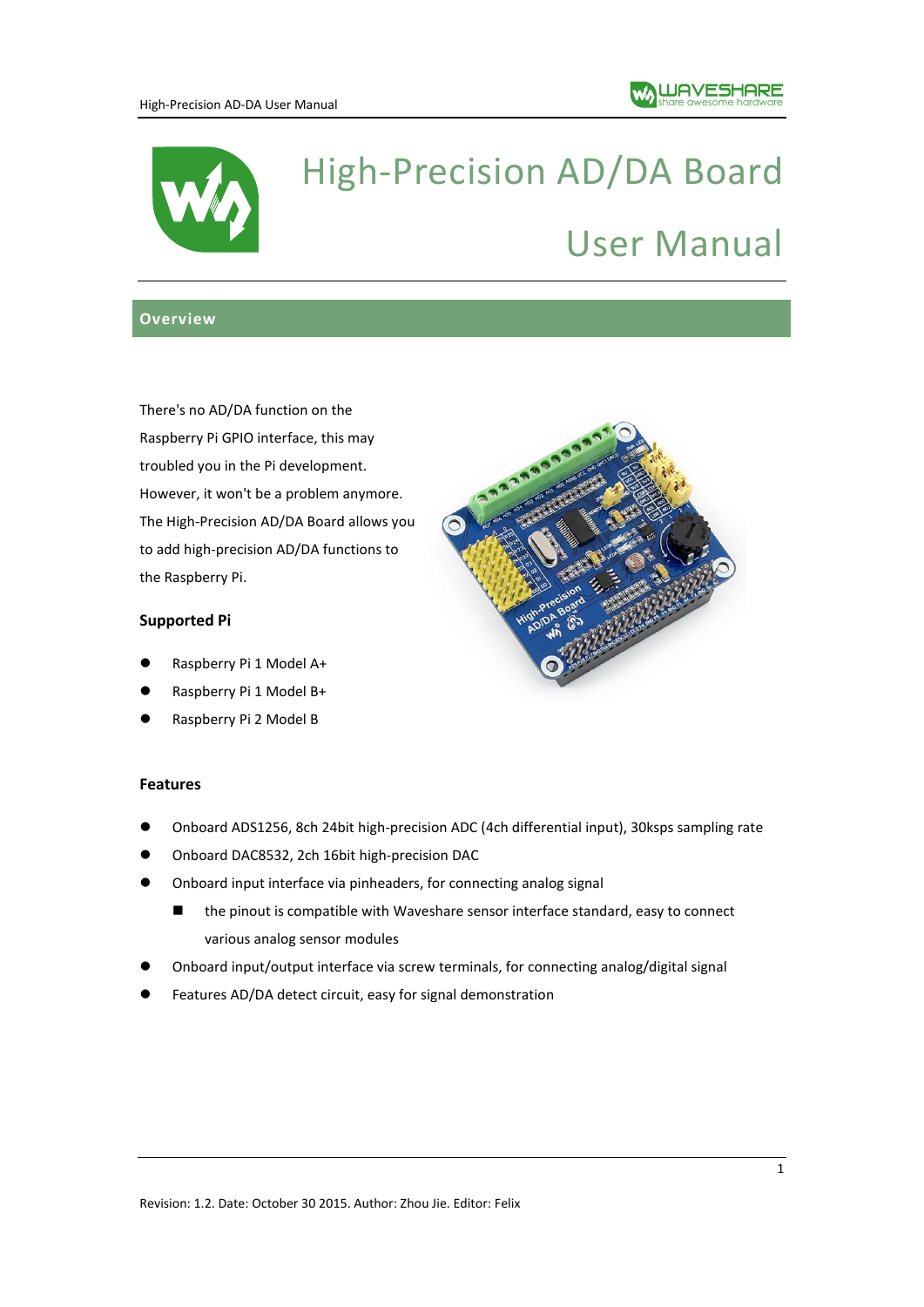# High-Precision AD/DA Board User Manual

## Overview

There's no AD/DA function on the Raspberry Pi GPIO interface, this may troubled you in the Pi development. However, it won't be a problem anymore. The High-Precision AD/DA Board allows you to add high-precision AD/DA functions to the Raspberry Pi.

### Supported Pi

- Raspberry Pi 1 Model A+
- Raspberry Pi 1 Model B+
- Raspberry Pi 2 Model B

### Features

- Onboard ADS1256, 8ch 24bit high-precision ADC (4ch differential input), 30ksps sampling rate
- Onboard DAC8532, 2ch 16bit high-precision DAC
- Onboard input interface via pinheaders, for connecting analog signal
  - the pinout is compatible with Waveshare sensor interface standard, easy to connect various analog sensor modules
- Onboard input/output interface via screw terminals, for connecting analog/digital signal
- Features AD/DA detect circuit, easy for signal demonstration

Revision: 1.2. Date: October 30 2015. Author: Zhou Jie. Editor: Felix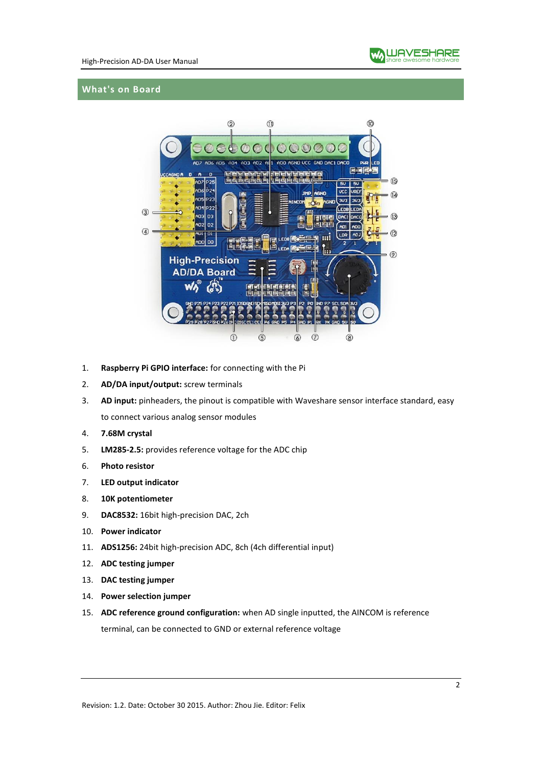## What's on Board

1. **Raspberry Pi GPIO interface:** for connecting with the Pi
2. **AD/DA input/output:** screw terminals
3. **AD input:** pinheaders, the pinout is compatible with Waveshare sensor interface standard, easy to connect various analog sensor modules
4. **7.68M crystal**
5. **LM285-2.5:** provides reference voltage for the ADC chip
6. **Photo resistor**
7. **LED output indicator**
8. **10K potentiometer**
9. **DAC8532:** 16bit high-precision DAC, 2ch
10. **Power indicator**
11. **ADS1256:** 24bit high-precision ADC, 8ch (4ch differential input)
12. **ADC testing jumper**
13. **DAC testing jumper**
14. **Power selection jumper**
15. **ADC reference ground configuration:** when AD single inputted, the AINCOM is reference terminal, can be connected to GND or external reference voltage

Revision: 1.2. Date: October 30 2015. Author: Zhou Jie. Editor: Felix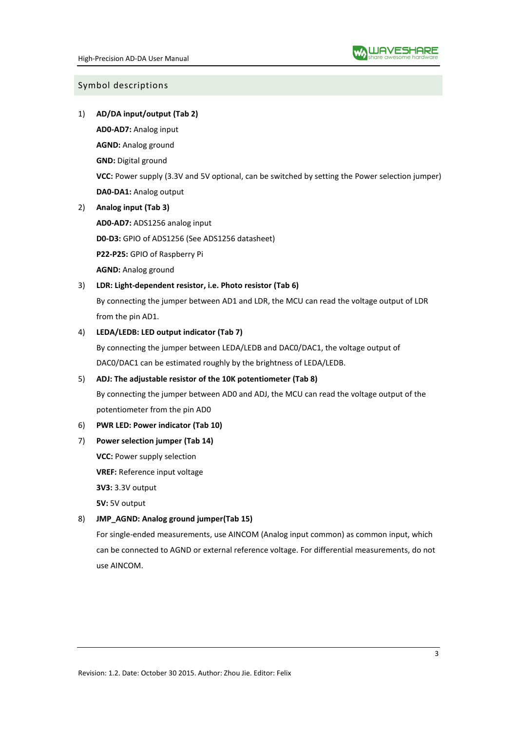## Symbol descriptions

1) **AD/DA input/output (Tab 2)**

   **AD0-AD7:** Analog input

   **AGND:** Analog ground

   **GND:** Digital ground

   **VCC:** Power supply (3.3V and 5V optional, can be switched by setting the Power selection jumper)

   **DA0-DA1:** Analog output

2) **Analog input (Tab 3)**

   **AD0-AD7:** ADS1256 analog input

   **D0-D3:** GPIO of ADS1256 (See ADS1256 datasheet)

   **P22-P25:** GPIO of Raspberry Pi

   **AGND:** Analog ground

3) **LDR: Light-dependent resistor, i.e. Photo resistor (Tab 6)**

   By connecting the jumper between AD1 and LDR, the MCU can read the voltage output of LDR from the pin AD1.

4) **LEDA/LEDB: LED output indicator (Tab 7)**

   By connecting the jumper between LEDA/LEDB and DAC0/DAC1, the voltage output of DAC0/DAC1 can be estimated roughly by the brightness of LEDA/LEDB.

5) **ADJ: The adjustable resistor of the 10K potentiometer (Tab 8)**

   By connecting the jumper between AD0 and ADJ, the MCU can read the voltage output of the potentiometer from the pin AD0

6) **PWR LED: Power indicator (Tab 10)**

7) **Power selection jumper (Tab 14)**

   **VCC:** Power supply selection

   **VREF:** Reference input voltage

   **3V3:** 3.3V output

   **5V:** 5V output

8) **JMP_AGND: Analog ground jumper(Tab 15)**

   For single-ended measurements, use AINCOM (Analog input common) as common input, which can be connected to AGND or external reference voltage. For differential measurements, do not use AINCOM.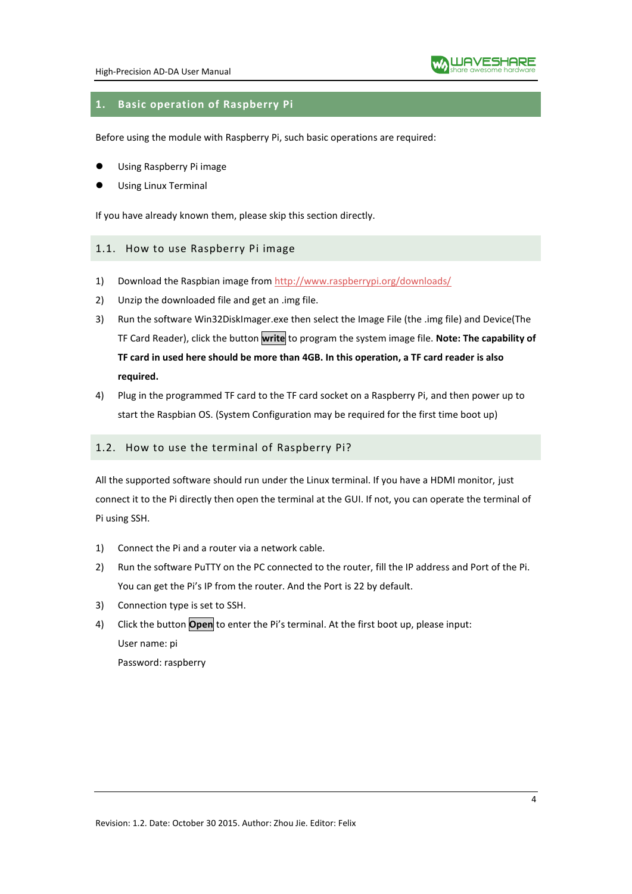# 1. Basic operation of Raspberry Pi

Before using the module with Raspberry Pi, such basic operations are required:

- Using Raspberry Pi image
- Using Linux Terminal

If you have already known them, please skip this section directly.

## 1.1. How to use Raspberry Pi image

1) Download the Raspbian image from http://www.raspberrypi.org/downloads/
2) Unzip the downloaded file and get an .img file.
3) Run the software Win32DiskImager.exe then select the Image File (the .img file) and Device(The TF Card Reader), click the button **write** to program the system image file. **Note: The capability of TF card in used here should be more than 4GB. In this operation, a TF card reader is also required.**
4) Plug in the programmed TF card to the TF card socket on a Raspberry Pi, and then power up to start the Raspbian OS. (System Configuration may be required for the first time boot up)

## 1.2. How to use the terminal of Raspberry Pi?

All the supported software should run under the Linux terminal. If you have a HDMI monitor, just connect it to the Pi directly then open the terminal at the GUI. If not, you can operate the terminal of Pi using SSH.

1) Connect the Pi and a router via a network cable.
2) Run the software PuTTY on the PC connected to the router, fill the IP address and Port of the Pi. You can get the Pi's IP from the router. And the Port is 22 by default.
3) Connection type is set to SSH.
4) Click the button **Open** to enter the Pi's terminal. At the first boot up, please input:

   User name: pi

   Password: raspberry

Revision: 1.2. Date: October 30 2015. Author: Zhou Jie. Editor: Felix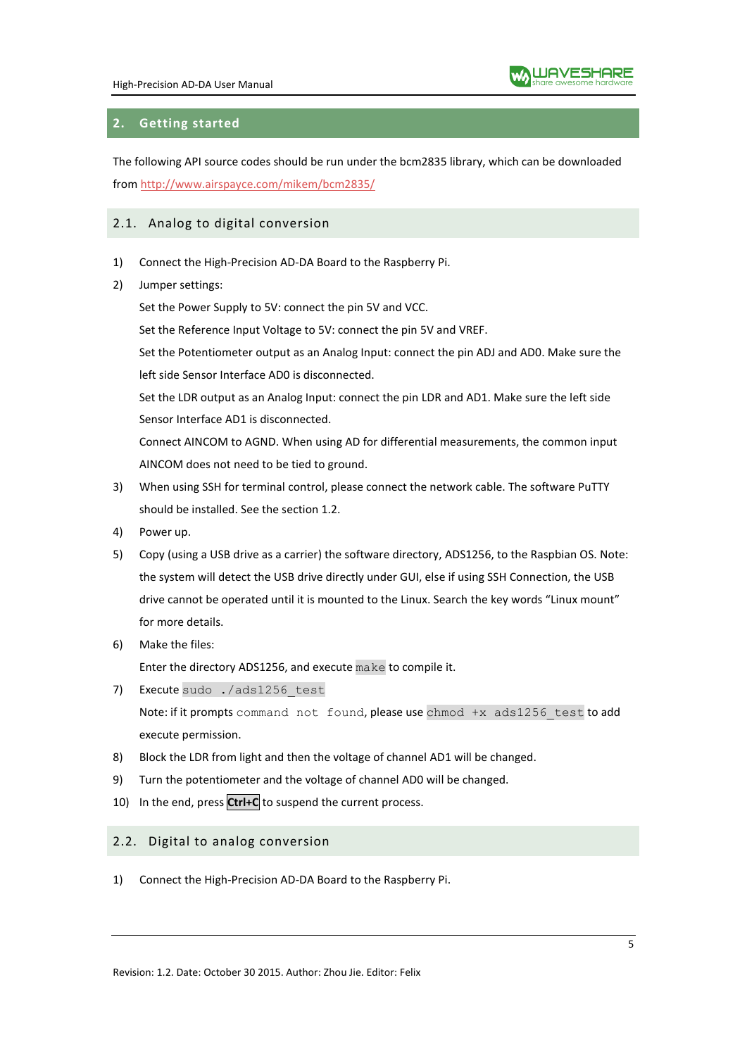## 2. Getting started

The following API source codes should be run under the bcm2835 library, which can be downloaded from [http://www.airspayce.com/mikem/bcm2835/](http://www.airspayce.com/mikem/bcm2835/)

### 2.1. Analog to digital conversion

1) Connect the High-Precision AD-DA Board to the Raspberry Pi.
2) Jumper settings:

   Set the Power Supply to 5V: connect the pin 5V and VCC.

   Set the Reference Input Voltage to 5V: connect the pin 5V and VREF.

   Set the Potentiometer output as an Analog Input: connect the pin ADJ and AD0. Make sure the left side Sensor Interface AD0 is disconnected.

   Set the LDR output as an Analog Input: connect the pin LDR and AD1. Make sure the left side Sensor Interface AD1 is disconnected.

   Connect AINCOM to AGND. When using AD for differential measurements, the common input AINCOM does not need to be tied to ground.
3) When using SSH for terminal control, please connect the network cable. The software PuTTY should be installed. See the section 1.2.
4) Power up.
5) Copy (using a USB drive as a carrier) the software directory, ADS1256, to the Raspbian OS. Note: the system will detect the USB drive directly under GUI, else if using SSH Connection, the USB drive cannot be operated until it is mounted to the Linux. Search the key words "Linux mount" for more details.
6) Make the files:

   Enter the directory ADS1256, and execute `make` to compile it.
7) Execute `sudo ./ads1256_test`

   Note: if it prompts `command not found`, please use `chmod +x ads1256_test` to add execute permission.
8) Block the LDR from light and then the voltage of channel AD1 will be changed.
9) Turn the potentiometer and the voltage of channel AD0 will be changed.
10) In the end, press **Ctrl+C** to suspend the current process.

### 2.2. Digital to analog conversion

1) Connect the High-Precision AD-DA Board to the Raspberry Pi.

Revision: 1.2. Date: October 30 2015. Author: Zhou Jie. Editor: Felix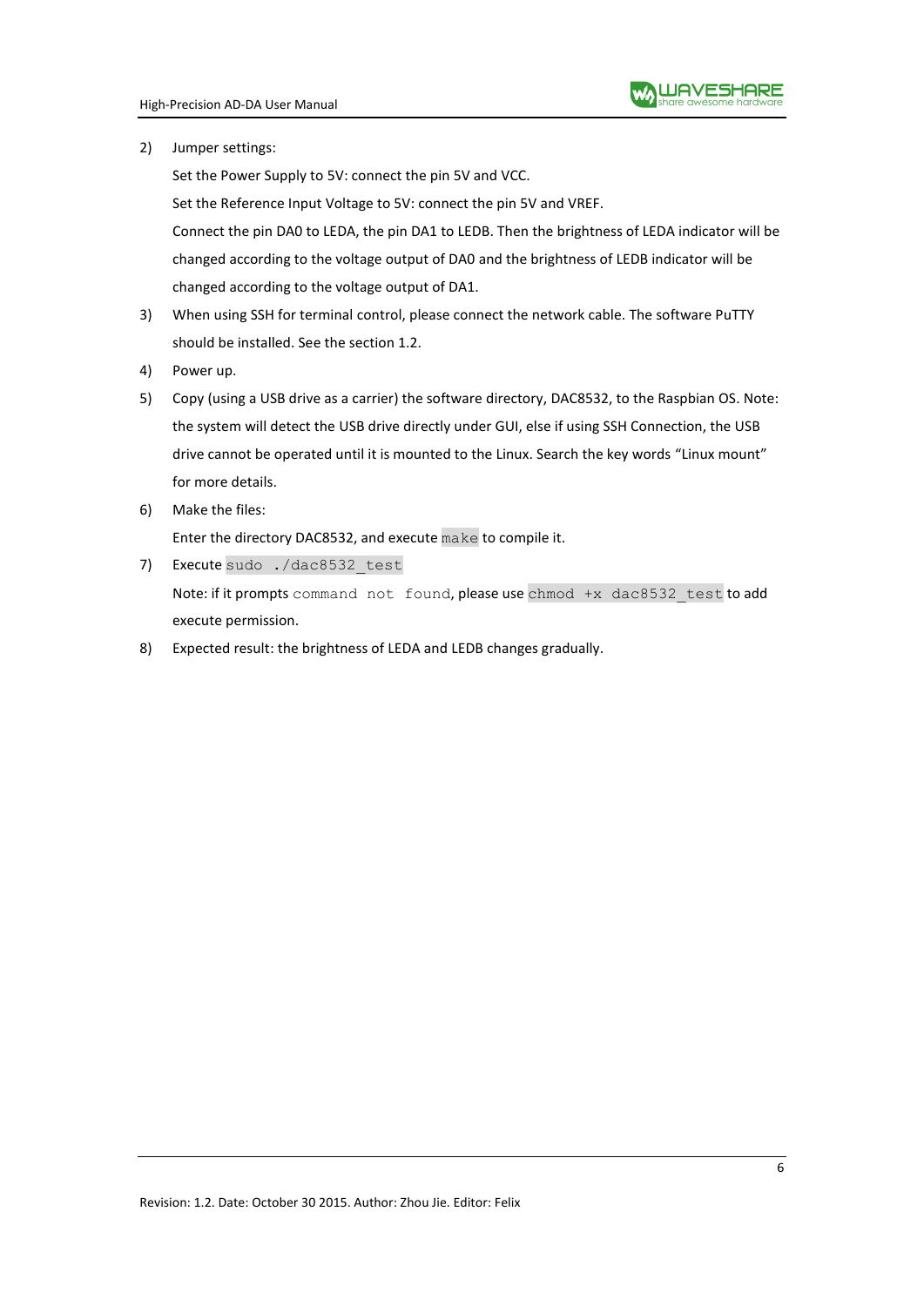2) Jumper settings:

   Set the Power Supply to 5V: connect the pin 5V and VCC.

   Set the Reference Input Voltage to 5V: connect the pin 5V and VREF.

   Connect the pin DA0 to LEDA, the pin DA1 to LEDB. Then the brightness of LEDA indicator will be changed according to the voltage output of DA0 and the brightness of LEDB indicator will be changed according to the voltage output of DA1.

3) When using SSH for terminal control, please connect the network cable. The software PuTTY should be installed. See the section 1.2.

4) Power up.

5) Copy (using a USB drive as a carrier) the software directory, DAC8532, to the Raspbian OS. Note: the system will detect the USB drive directly under GUI, else if using SSH Connection, the USB drive cannot be operated until it is mounted to the Linux. Search the key words "Linux mount" for more details.

6) Make the files:

   Enter the directory DAC8532, and execute `make` to compile it.

7) Execute `sudo ./dac8532_test`

   Note: if it prompts `command not found`, please use `chmod +x dac8532_test` to add execute permission.

8) Expected result: the brightness of LEDA and LEDB changes gradually.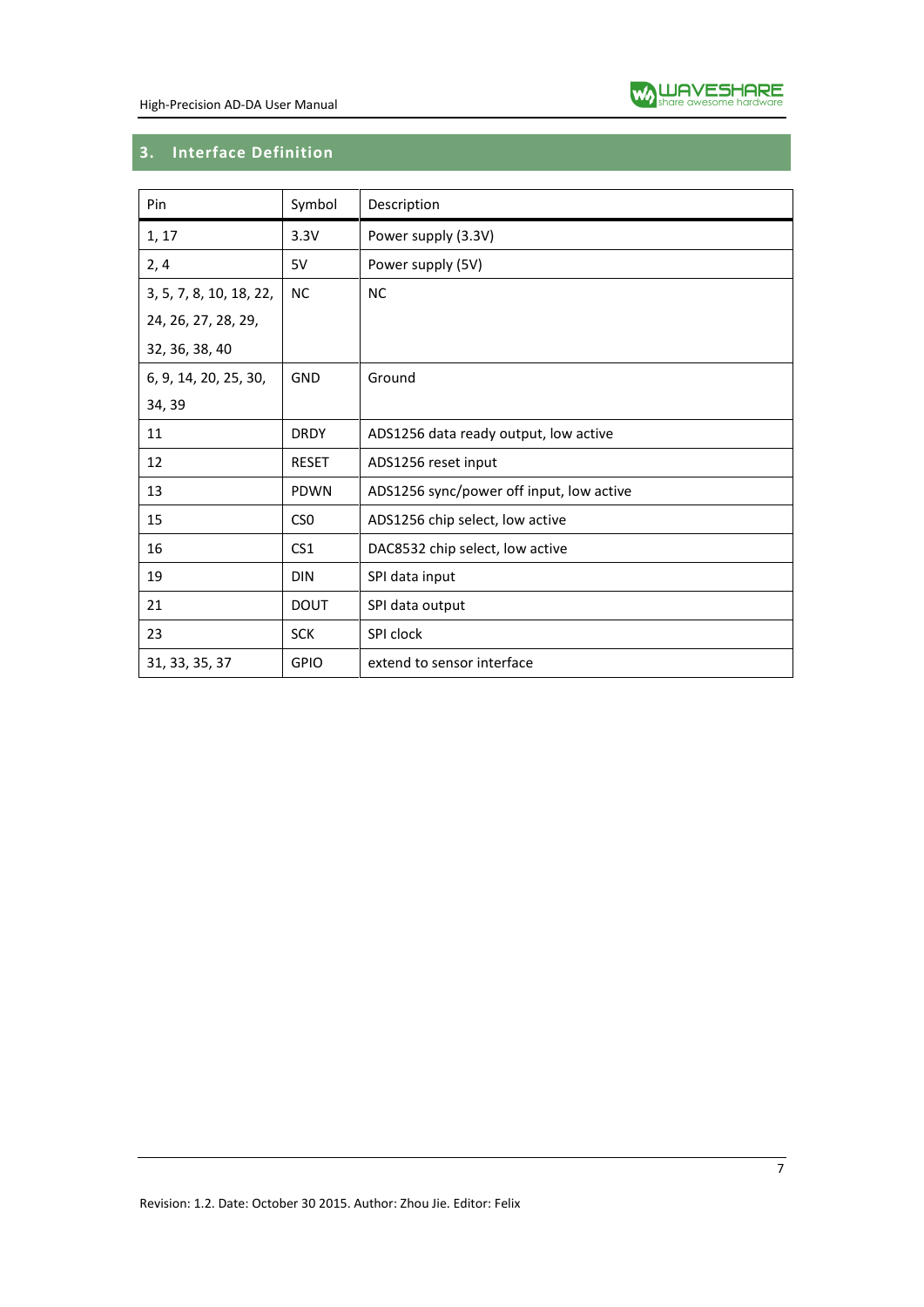## 3. Interface Definition

| Pin | Symbol | Description |
|---|---|---|
| 1, 17 | 3.3V | Power supply (3.3V) |
| 2, 4 | 5V | Power supply (5V) |
| 3, 5, 7, 8, 10, 18, 22, 24, 26, 27, 28, 29, 32, 36, 38, 40 | NC | NC |
| 6, 9, 14, 20, 25, 30, 34, 39 | GND | Ground |
| 11 | DRDY | ADS1256 data ready output, low active |
| 12 | RESET | ADS1256 reset input |
| 13 | PDWN | ADS1256 sync/power off input, low active |
| 15 | CS0 | ADS1256 chip select, low active |
| 16 | CS1 | DAC8532 chip select, low active |
| 19 | DIN | SPI data input |
| 21 | DOUT | SPI data output |
| 23 | SCK | SPI clock |
| 31, 33, 35, 37 | GPIO | extend to sensor interface |

Revision: 1.2. Date: October 30 2015. Author: Zhou Jie. Editor: Felix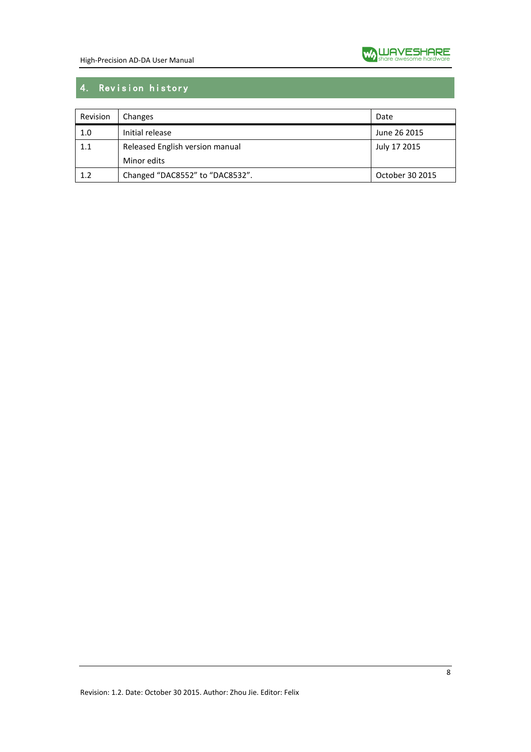## 4. Revision history

| Revision | Changes | Date |
|---|---|---|
| 1.0 | Initial release | June 26 2015 |
| 1.1 | Released English version manual<br>Minor edits | July 17 2015 |
| 1.2 | Changed “DAC8552” to “DAC8532”. | October 30 2015 |